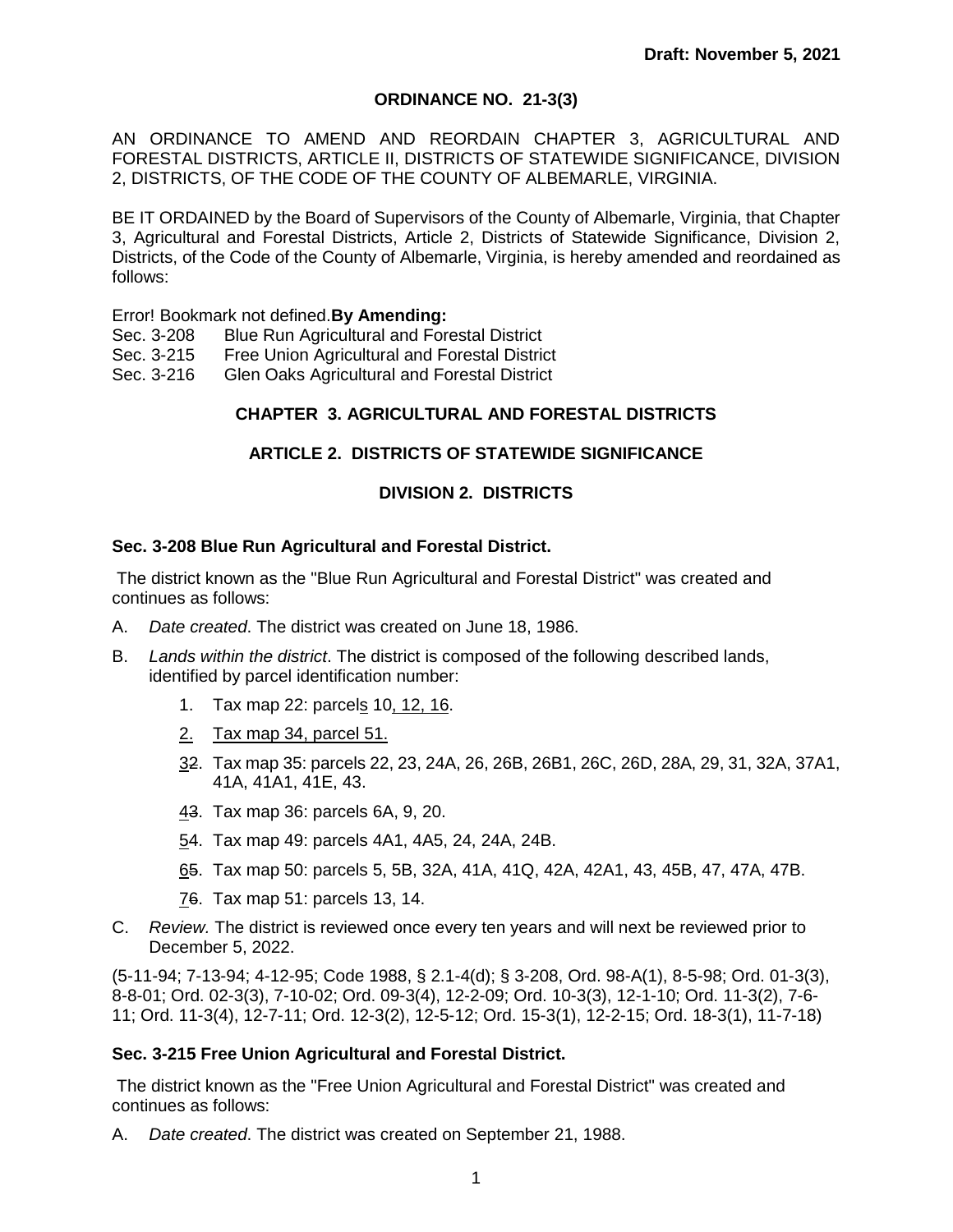**Draft: November 5, 2021**

**ORDINANCE NO. 21-3(3)**

AN ORDINANCE TO AMEND AND REORDAIN CHAPTER 3, AGRICULTURAL AND FORESTAL DISTRICTS, ARTICLE II, DISTRICTS OF STATEWIDE SIGNIFICANCE, DIVISION 2, DISTRICTS, OF THE CODE OF THE COUNTY OF ALBEMARLE, VIRGINIA.

BE IT ORDAINED by the Board of Supervisors of the County of Albemarle, Virginia, that Chapter 3, Agricultural and Forestal Districts, Article 2, Districts of Statewide Significance, Division 2, Districts, of the Code of the County of Albemarle, Virginia, is hereby amended and reordained as follows:

Error! Bookmark not defined.**By Amending:**
Sec. 3-208 Blue Run Agricultural and Forestal District
Sec. 3-215 Free Union Agricultural and Forestal District
Sec. 3-216 Glen Oaks Agricultural and Forestal District

## CHAPTER 3. AGRICULTURAL AND FORESTAL DISTRICTS

## ARTICLE 2. DISTRICTS OF STATEWIDE SIGNIFICANCE

## DIVISION 2. DISTRICTS

### Sec. 3-208 Blue Run Agricultural and Forestal District.

The district known as the "Blue Run Agricultural and Forestal District" was created and continues as follows:

A. *Date created*. The district was created on June 18, 1986.

B. *Lands within the district*. The district is composed of the following described lands, identified by parcel identification number:

   1. Tax map 22: parcel<u>s</u> 10<u>, 12, 16</u>.
   2. <u>2. Tax map 34, parcel 51.</u>
   3. <u>3</u>~~2~~. Tax map 35: parcels 22, 23, 24A, 26, 26B, 26B1, 26C, 26D, 28A, 29, 31, 32A, 37A1, 41A, 41A1, 41E, 43.
   4. <u>4</u>~~3~~. Tax map 36: parcels 6A, 9, 20.
   5. <u>5</u>~~4~~. Tax map 49: parcels 4A1, 4A5, 24, 24A, 24B.
   6. <u>6</u>~~5~~. Tax map 50: parcels 5, 5B, 32A, 41A, 41Q, 42A, 42A1, 43, 45B, 47, 47A, 47B.
   7. <u>7</u>~~6~~. Tax map 51: parcels 13, 14.

C. *Review.* The district is reviewed once every ten years and will next be reviewed prior to December 5, 2022.

(5-11-94; 7-13-94; 4-12-95; Code 1988, § 2.1-4(d); § 3-208, Ord. 98-A(1), 8-5-98; Ord. 01-3(3), 8-8-01; Ord. 02-3(3), 7-10-02; Ord. 09-3(4), 12-2-09; Ord. 10-3(3), 12-1-10; Ord. 11-3(2), 7-6-11; Ord. 11-3(4), 12-7-11; Ord. 12-3(2), 12-5-12; Ord. 15-3(1), 12-2-15; Ord. 18-3(1), 11-7-18)

### Sec. 3-215 Free Union Agricultural and Forestal District.

The district known as the "Free Union Agricultural and Forestal District" was created and continues as follows:

A. *Date created*. The district was created on September 21, 1988.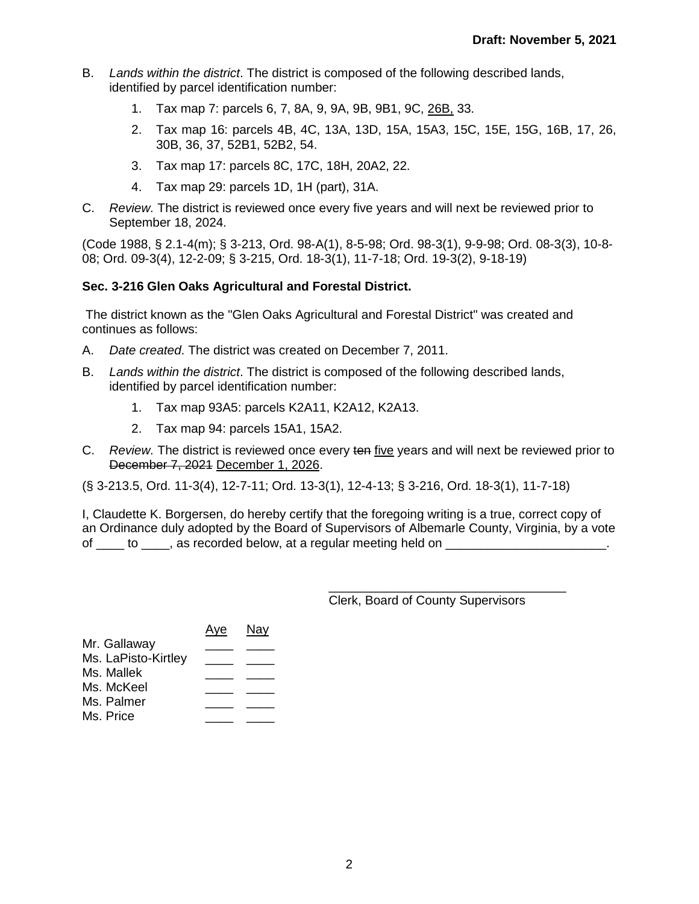**Draft: November 5, 2021**

B. *Lands within the district*. The district is composed of the following described lands, identified by parcel identification number:

   1. Tax map 7: parcels 6, 7, 8A, 9, 9A, 9B, 9B1, 9C, <u>26B,</u> 33.
   2. Tax map 16: parcels 4B, 4C, 13A, 13D, 15A, 15A3, 15C, 15E, 15G, 16B, 17, 26, 30B, 36, 37, 52B1, 52B2, 54.
   3. Tax map 17: parcels 8C, 17C, 18H, 20A2, 22.
   4. Tax map 29: parcels 1D, 1H (part), 31A.

C. *Review.* The district is reviewed once every five years and will next be reviewed prior to September 18, 2024.

(Code 1988, § 2.1-4(m); § 3-213, Ord. 98-A(1), 8-5-98; Ord. 98-3(1), 9-9-98; Ord. 08-3(3), 10-8-08; Ord. 09-3(4), 12-2-09; § 3-215, Ord. 18-3(1), 11-7-18; Ord. 19-3(2), 9-18-19)

**Sec. 3-216 Glen Oaks Agricultural and Forestal District.**

The district known as the "Glen Oaks Agricultural and Forestal District" was created and continues as follows:

A. *Date created*. The district was created on December 7, 2011.

B. *Lands within the district*. The district is composed of the following described lands, identified by parcel identification number:

   1. Tax map 93A5: parcels K2A11, K2A12, K2A13.
   2. Tax map 94: parcels 15A1, 15A2.

C. *Review.* The district is reviewed once every ~~ten~~ <u>five</u> years and will next be reviewed prior to ~~December 7, 2021~~ <u>December 1, 2026</u>.

(§ 3-213.5, Ord. 11-3(4), 12-7-11; Ord. 13-3(1), 12-4-13; § 3-216, Ord. 18-3(1), 11-7-18)

I, Claudette K. Borgersen, do hereby certify that the foregoing writing is a true, correct copy of an Ordinance duly adopted by the Board of Supervisors of Albemarle County, Virginia, by a vote of ____ to ____, as recorded below, at a regular meeting held on _______________________.

__________________________________
Clerk, Board of County Supervisors

| | Aye | Nay |
|---|---|---|
| Mr. Gallaway | ____ | ____ |
| Ms. LaPisto-Kirtley | ____ | ____ |
| Ms. Mallek | ____ | ____ |
| Ms. McKeel | ____ | ____ |
| Ms. Palmer | ____ | ____ |
| Ms. Price | ____ | ____ |